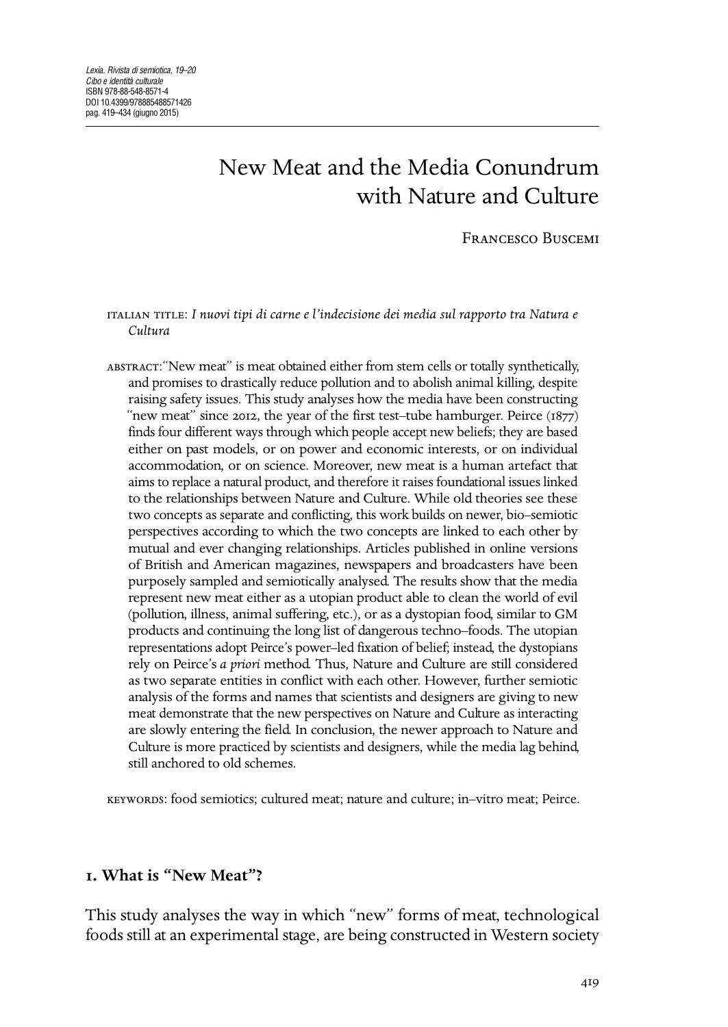# New Meat and the Media Conundrum with Nature and Culture

Francesco Buscemi

ITALIAN TITLE: *I nuovi tipi di carne e l'indecisione dei media sul rapporto tra Natura e Cultura*

ABSTRACT: "New meat" is meat obtained either from stem cells or totally synthetically, and promises to drastically reduce pollution and to abolish animal killing, despite raising safety issues. This study analyses how the media have been constructing "new meat" since 2012, the year of the first test–tube hamburger. Peirce (1877) finds four different ways through which people accept new beliefs; they are based either on past models, or on power and economic interests, or on individual accommodation, or on science. Moreover, new meat is a human artefact that aims to replace a natural product, and therefore it raises foundational issues linked to the relationships between Nature and Culture. While old theories see these two concepts as separate and conflicting, this work builds on newer, bio–semiotic perspectives according to which the two concepts are linked to each other by mutual and ever changing relationships. Articles published in online versions of British and American magazines, newspapers and broadcasters have been purposely sampled and semiotically analysed. The results show that the media represent new meat either as a utopian product able to clean the world of evil (pollution, illness, animal suffering, etc.), or as a dystopian food, similar to GM products and continuing the long list of dangerous techno–foods. The utopian representations adopt Peirce's power–led fixation of belief; instead, the dystopians rely on Peirce's *a priori* method. Thus, Nature and Culture are still considered as two separate entities in conflict with each other. However, further semiotic analysis of the forms and names that scientists and designers are giving to new meat demonstrate that the new perspectives on Nature and Culture as interacting are slowly entering the field. In conclusion, the newer approach to Nature and Culture is more practiced by scientists and designers, while the media lag behind, still anchored to old schemes.

KEYWORDS: food semiotics; cultured meat; nature and culture; in–vitro meat; Peirce.

## 1. What is "New Meat"?

This study analyses the way in which "new" forms of meat, technological foods still at an experimental stage, are being constructed in Western society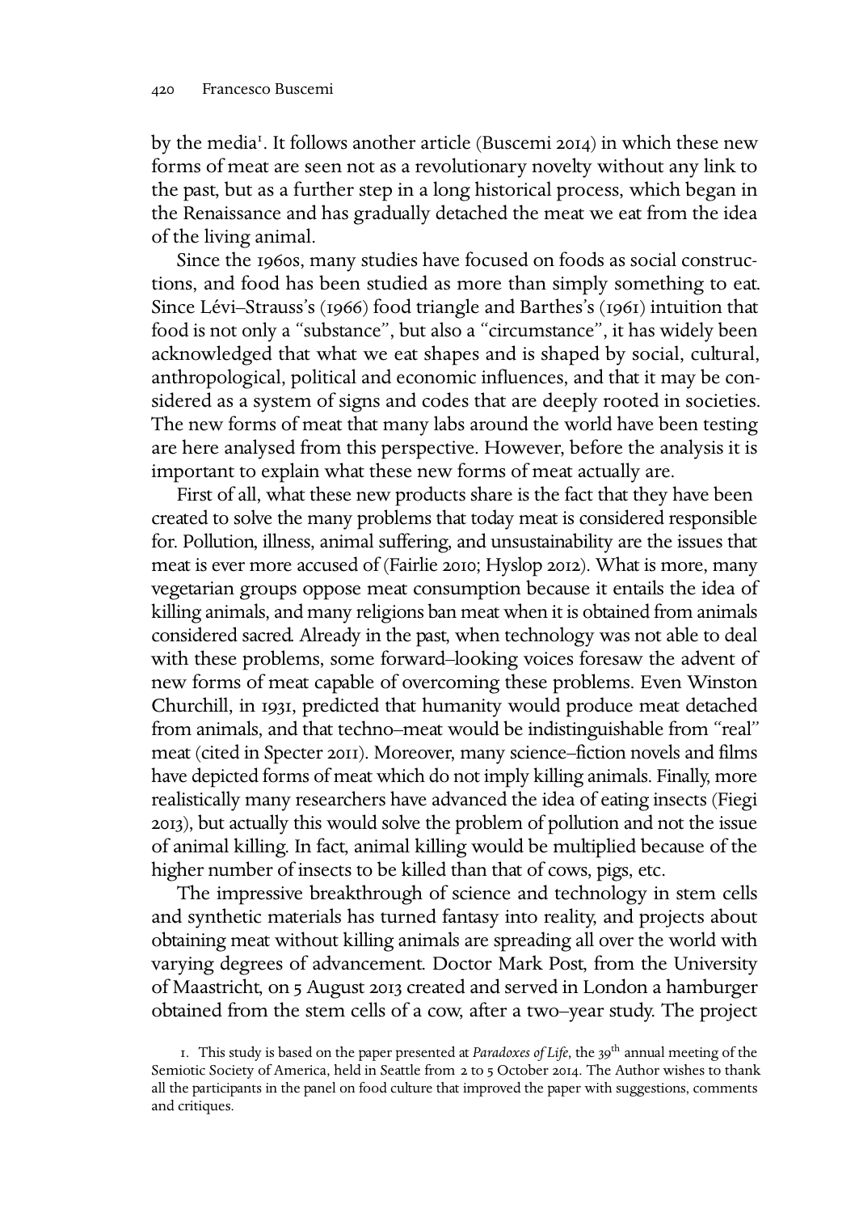by the media[1]. It follows another article (Buscemi 2014) in which these new forms of meat are seen not as a revolutionary novelty without any link to the past, but as a further step in a long historical process, which began in the Renaissance and has gradually detached the meat we eat from the idea of the living animal.

Since the 1960s, many studies have focused on foods as social constructions, and food has been studied as more than simply something to eat. Since Lévi–Strauss's (1966) food triangle and Barthes's (1961) intuition that food is not only a "substance", but also a "circumstance", it has widely been acknowledged that what we eat shapes and is shaped by social, cultural, anthropological, political and economic influences, and that it may be considered as a system of signs and codes that are deeply rooted in societies. The new forms of meat that many labs around the world have been testing are here analysed from this perspective. However, before the analysis it is important to explain what these new forms of meat actually are.

First of all, what these new products share is the fact that they have been created to solve the many problems that today meat is considered responsible for. Pollution, illness, animal suffering, and unsustainability are the issues that meat is ever more accused of (Fairlie 2010; Hyslop 2012). What is more, many vegetarian groups oppose meat consumption because it entails the idea of killing animals, and many religions ban meat when it is obtained from animals considered sacred. Already in the past, when technology was not able to deal with these problems, some forward–looking voices foresaw the advent of new forms of meat capable of overcoming these problems. Even Winston Churchill, in 1931, predicted that humanity would produce meat detached from animals, and that techno–meat would be indistinguishable from "real" meat (cited in Specter 2011). Moreover, many science–fiction novels and films have depicted forms of meat which do not imply killing animals. Finally, more realistically many researchers have advanced the idea of eating insects (Fiegi 2013), but actually this would solve the problem of pollution and not the issue of animal killing. In fact, animal killing would be multiplied because of the higher number of insects to be killed than that of cows, pigs, etc.

The impressive breakthrough of science and technology in stem cells and synthetic materials has turned fantasy into reality, and projects about obtaining meat without killing animals are spreading all over the world with varying degrees of advancement. Doctor Mark Post, from the University of Maastricht, on 5 August 2013 created and served in London a hamburger obtained from the stem cells of a cow, after a two–year study. The project

1. This study is based on the paper presented at *Paradoxes of Life*, the 39th annual meeting of the Semiotic Society of America, held in Seattle from 2 to 5 October 2014. The Author wishes to thank all the participants in the panel on food culture that improved the paper with suggestions, comments and critiques.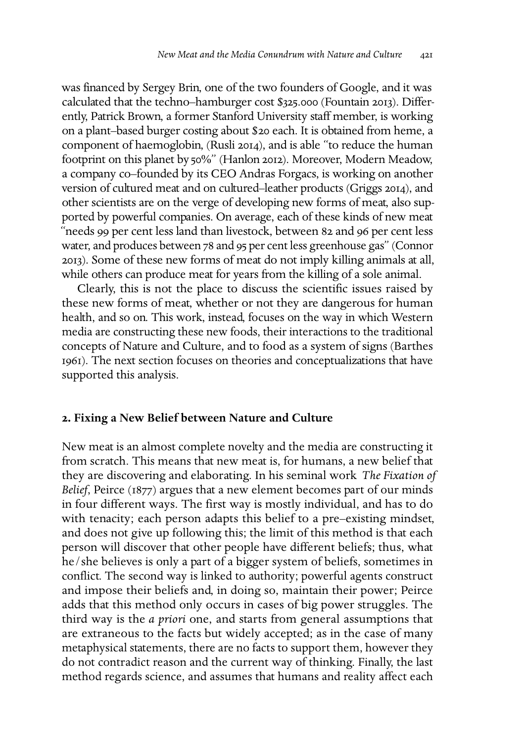was financed by Sergey Brin, one of the two founders of Google, and it was calculated that the techno–hamburger cost $325.000 (Fountain 2013). Differently, Patrick Brown, a former Stanford University staff member, is working on a plant–based burger costing about $20 each. It is obtained from heme, a component of haemoglobin, (Rusli 2014), and is able "to reduce the human footprint on this planet by 50%" (Hanlon 2012). Moreover, Modern Meadow, a company co–founded by its CEO Andras Forgacs, is working on another version of cultured meat and on cultured–leather products (Griggs 2014), and other scientists are on the verge of developing new forms of meat, also supported by powerful companies. On average, each of these kinds of new meat "needs 99 per cent less land than livestock, between 82 and 96 per cent less water, and produces between 78 and 95 per cent less greenhouse gas" (Connor 2013). Some of these new forms of meat do not imply killing animals at all, while others can produce meat for years from the killing of a sole animal.

Clearly, this is not the place to discuss the scientific issues raised by these new forms of meat, whether or not they are dangerous for human health, and so on. This work, instead, focuses on the way in which Western media are constructing these new foods, their interactions to the traditional concepts of Nature and Culture, and to food as a system of signs (Barthes 1961). The next section focuses on theories and conceptualizations that have supported this analysis.

## 2. Fixing a New Belief between Nature and Culture

New meat is an almost complete novelty and the media are constructing it from scratch. This means that new meat is, for humans, a new belief that they are discovering and elaborating. In his seminal work *The Fixation of Belief*, Peirce (1877) argues that a new element becomes part of our minds in four different ways. The first way is mostly individual, and has to do with tenacity; each person adapts this belief to a pre–existing mindset, and does not give up following this; the limit of this method is that each person will discover that other people have different beliefs; thus, what he/she believes is only a part of a bigger system of beliefs, sometimes in conflict. The second way is linked to authority; powerful agents construct and impose their beliefs and, in doing so, maintain their power; Peirce adds that this method only occurs in cases of big power struggles. The third way is the *a priori* one, and starts from general assumptions that are extraneous to the facts but widely accepted; as in the case of many metaphysical statements, there are no facts to support them, however they do not contradict reason and the current way of thinking. Finally, the last method regards science, and assumes that humans and reality affect each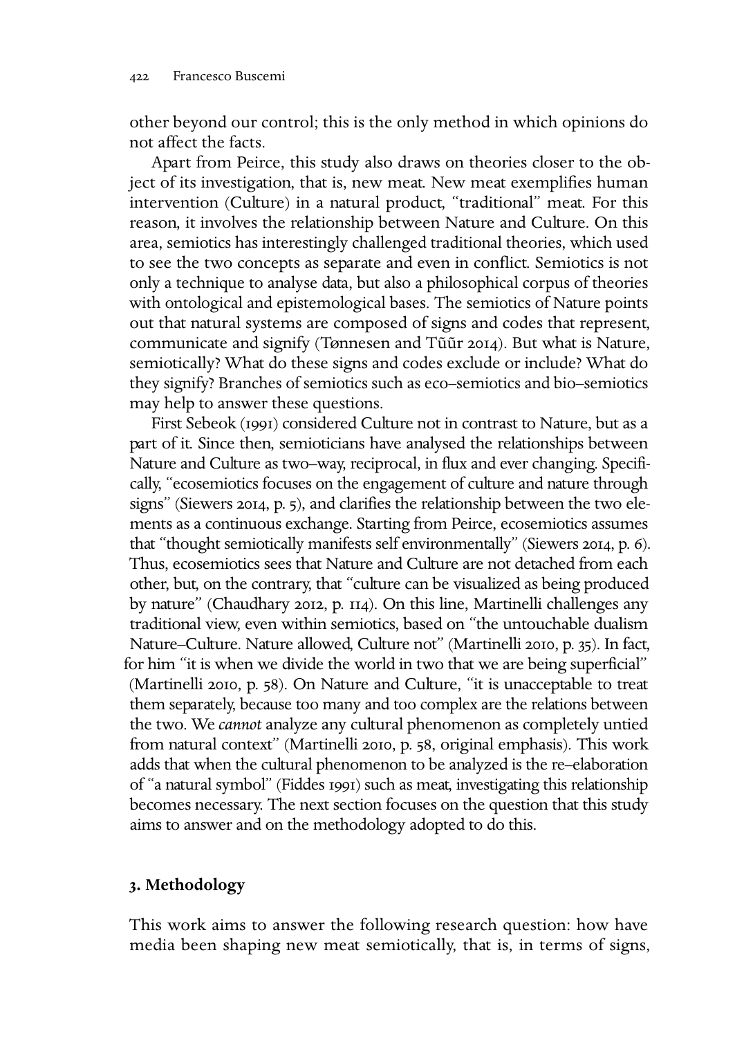other beyond our control; this is the only method in which opinions do not affect the facts.

Apart from Peirce, this study also draws on theories closer to the object of its investigation, that is, new meat. New meat exemplifies human intervention (Culture) in a natural product, "traditional" meat. For this reason, it involves the relationship between Nature and Culture. On this area, semiotics has interestingly challenged traditional theories, which used to see the two concepts as separate and even in conflict. Semiotics is not only a technique to analyse data, but also a philosophical corpus of theories with ontological and epistemological bases. The semiotics of Nature points out that natural systems are composed of signs and codes that represent, communicate and signify (Tønnesen and Tũũr 2014). But what is Nature, semiotically? What do these signs and codes exclude or include? What do they signify? Branches of semiotics such as eco–semiotics and bio–semiotics may help to answer these questions.

First Sebeok (1991) considered Culture not in contrast to Nature, but as a part of it. Since then, semioticians have analysed the relationships between Nature and Culture as two–way, reciprocal, in flux and ever changing. Specifically, "ecosemiotics focuses on the engagement of culture and nature through signs" (Siewers 2014, p. 5), and clarifies the relationship between the two elements as a continuous exchange. Starting from Peirce, ecosemiotics assumes that "thought semiotically manifests self environmentally" (Siewers 2014, p. 6). Thus, ecosemiotics sees that Nature and Culture are not detached from each other, but, on the contrary, that "culture can be visualized as being produced by nature" (Chaudhary 2012, p. 114). On this line, Martinelli challenges any traditional view, even within semiotics, based on "the untouchable dualism Nature–Culture. Nature allowed, Culture not" (Martinelli 2010, p. 35). In fact, for him "it is when we divide the world in two that we are being superficial" (Martinelli 2010, p. 58). On Nature and Culture, "it is unacceptable to treat them separately, because too many and too complex are the relations between the two. We *cannot* analyze any cultural phenomenon as completely untied from natural context" (Martinelli 2010, p. 58, original emphasis). This work adds that when the cultural phenomenon to be analyzed is the re–elaboration of "a natural symbol" (Fiddes 1991) such as meat, investigating this relationship becomes necessary. The next section focuses on the question that this study aims to answer and on the methodology adopted to do this.

## 3. Methodology

This work aims to answer the following research question: how have media been shaping new meat semiotically, that is, in terms of signs,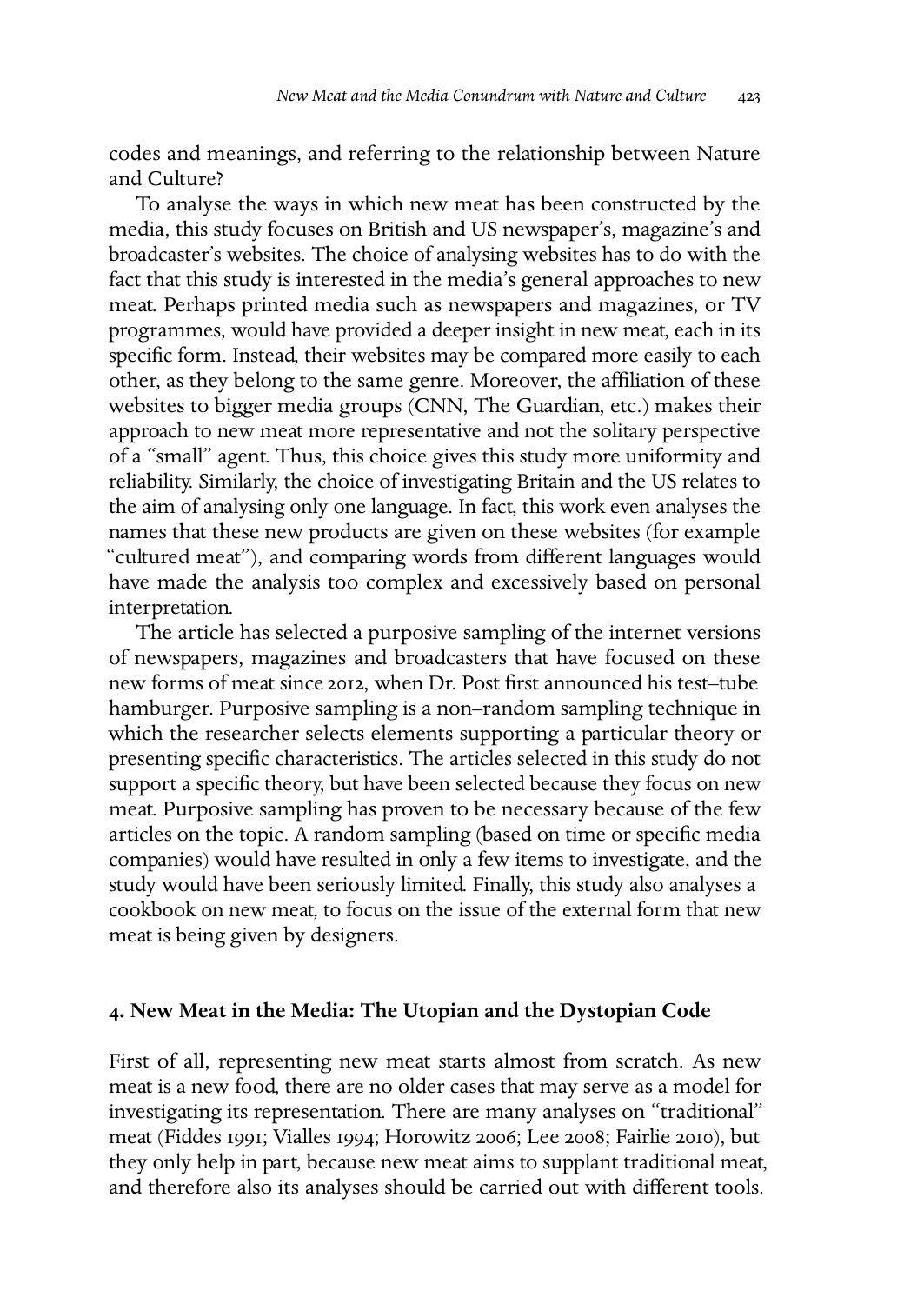codes and meanings, and referring to the relationship between Nature and Culture?

To analyse the ways in which new meat has been constructed by the media, this study focuses on British and US newspaper's, magazine's and broadcaster's websites. The choice of analysing websites has to do with the fact that this study is interested in the media's general approaches to new meat. Perhaps printed media such as newspapers and magazines, or TV programmes, would have provided a deeper insight in new meat, each in its specific form. Instead, their websites may be compared more easily to each other, as they belong to the same genre. Moreover, the affiliation of these websites to bigger media groups (CNN, The Guardian, etc.) makes their approach to new meat more representative and not the solitary perspective of a "small" agent. Thus, this choice gives this study more uniformity and reliability. Similarly, the choice of investigating Britain and the US relates to the aim of analysing only one language. In fact, this work even analyses the names that these new products are given on these websites (for example "cultured meat"), and comparing words from different languages would have made the analysis too complex and excessively based on personal interpretation.

The article has selected a purposive sampling of the internet versions of newspapers, magazines and broadcasters that have focused on these new forms of meat since 2012, when Dr. Post first announced his test–tube hamburger. Purposive sampling is a non–random sampling technique in which the researcher selects elements supporting a particular theory or presenting specific characteristics. The articles selected in this study do not support a specific theory, but have been selected because they focus on new meat. Purposive sampling has proven to be necessary because of the few articles on the topic. A random sampling (based on time or specific media companies) would have resulted in only a few items to investigate, and the study would have been seriously limited. Finally, this study also analyses a cookbook on new meat, to focus on the issue of the external form that new meat is being given by designers.

## 4. New Meat in the Media: The Utopian and the Dystopian Code

First of all, representing new meat starts almost from scratch. As new meat is a new food, there are no older cases that may serve as a model for investigating its representation. There are many analyses on "traditional" meat (Fiddes 1991; Vialles 1994; Horowitz 2006; Lee 2008; Fairlie 2010), but they only help in part, because new meat aims to supplant traditional meat, and therefore also its analyses should be carried out with different tools.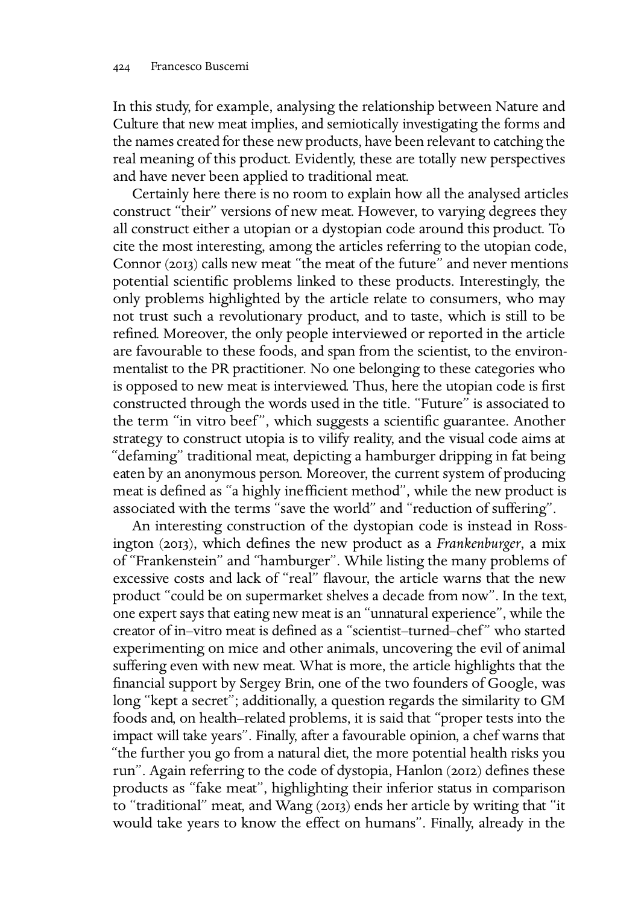In this study, for example, analysing the relationship between Nature and Culture that new meat implies, and semiotically investigating the forms and the names created for these new products, have been relevant to catching the real meaning of this product. Evidently, these are totally new perspectives and have never been applied to traditional meat.

Certainly here there is no room to explain how all the analysed articles construct "their" versions of new meat. However, to varying degrees they all construct either a utopian or a dystopian code around this product. To cite the most interesting, among the articles referring to the utopian code, Connor (2013) calls new meat "the meat of the future" and never mentions potential scientific problems linked to these products. Interestingly, the only problems highlighted by the article relate to consumers, who may not trust such a revolutionary product, and to taste, which is still to be refined. Moreover, the only people interviewed or reported in the article are favourable to these foods, and span from the scientist, to the environmentalist to the PR practitioner. No one belonging to these categories who is opposed to new meat is interviewed. Thus, here the utopian code is first constructed through the words used in the title. "Future" is associated to the term "in vitro beef", which suggests a scientific guarantee. Another strategy to construct utopia is to vilify reality, and the visual code aims at "defaming" traditional meat, depicting a hamburger dripping in fat being eaten by an anonymous person. Moreover, the current system of producing meat is defined as "a highly inefficient method", while the new product is associated with the terms "save the world" and "reduction of suffering".

An interesting construction of the dystopian code is instead in Rossington (2013), which defines the new product as a *Frankenburger*, a mix of "Frankenstein" and "hamburger". While listing the many problems of excessive costs and lack of "real" flavour, the article warns that the new product "could be on supermarket shelves a decade from now". In the text, one expert says that eating new meat is an "unnatural experience", while the creator of in–vitro meat is defined as a "scientist–turned–chef" who started experimenting on mice and other animals, uncovering the evil of animal suffering even with new meat. What is more, the article highlights that the financial support by Sergey Brin, one of the two founders of Google, was long "kept a secret"; additionally, a question regards the similarity to GM foods and, on health–related problems, it is said that "proper tests into the impact will take years". Finally, after a favourable opinion, a chef warns that "the further you go from a natural diet, the more potential health risks you run". Again referring to the code of dystopia, Hanlon (2012) defines these products as "fake meat", highlighting their inferior status in comparison to "traditional" meat, and Wang (2013) ends her article by writing that "it would take years to know the effect on humans". Finally, already in the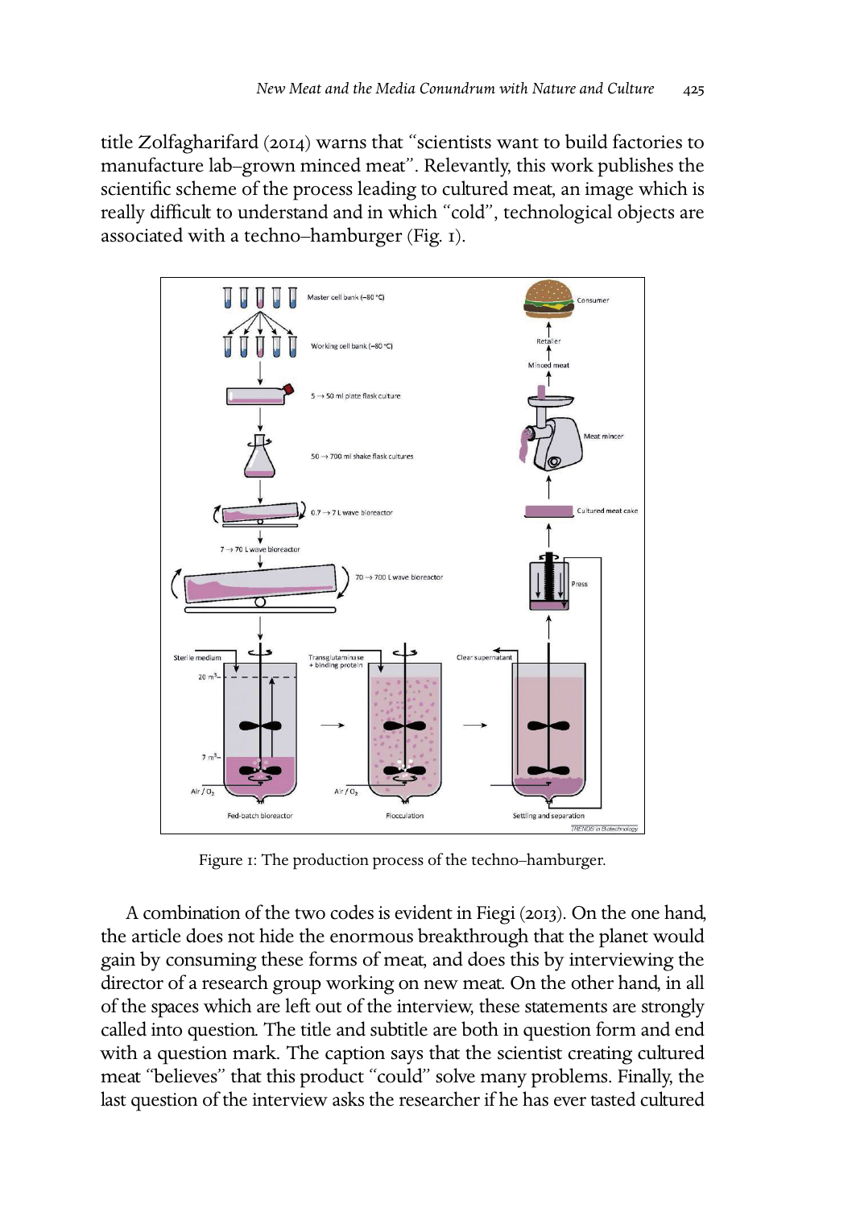title Zolfagharifard (2014) warns that "scientists want to build factories to manufacture lab–grown minced meat". Relevantly, this work publishes the scientific scheme of the process leading to cultured meat, an image which is really difficult to understand and in which "cold", technological objects are associated with a techno–hamburger (Fig. 1).

Figure 1: The production process of the techno–hamburger.

A combination of the two codes is evident in Fiegi (2013). On the one hand, the article does not hide the enormous breakthrough that the planet would gain by consuming these forms of meat, and does this by interviewing the director of a research group working on new meat. On the other hand, in all of the spaces which are left out of the interview, these statements are strongly called into question. The title and subtitle are both in question form and end with a question mark. The caption says that the scientist creating cultured meat "believes" that this product "could" solve many problems. Finally, the last question of the interview asks the researcher if he has ever tasted cultured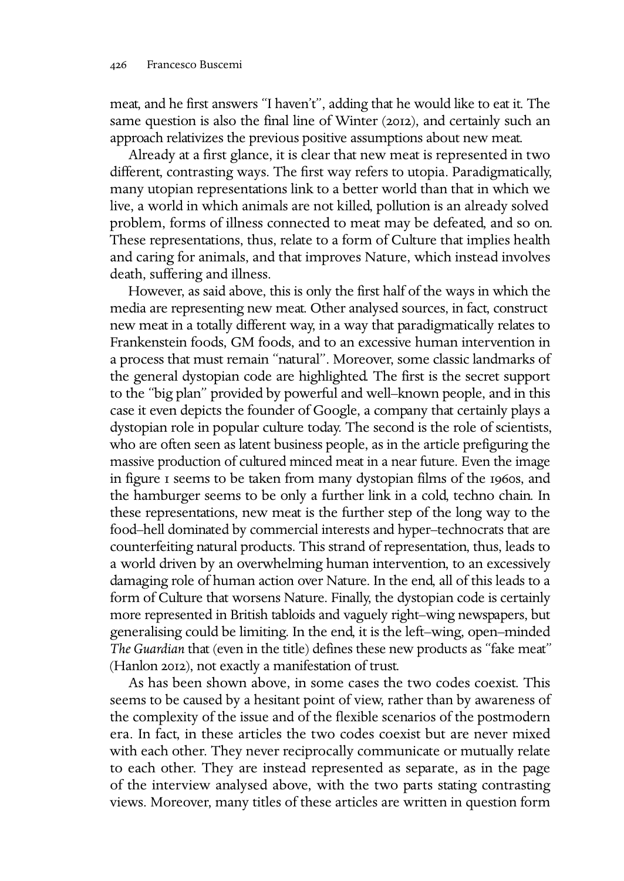meat, and he first answers "I haven't", adding that he would like to eat it. The same question is also the final line of Winter (2012), and certainly such an approach relativizes the previous positive assumptions about new meat.

Already at a first glance, it is clear that new meat is represented in two different, contrasting ways. The first way refers to utopia. Paradigmatically, many utopian representations link to a better world than that in which we live, a world in which animals are not killed, pollution is an already solved problem, forms of illness connected to meat may be defeated, and so on. These representations, thus, relate to a form of Culture that implies health and caring for animals, and that improves Nature, which instead involves death, suffering and illness.

However, as said above, this is only the first half of the ways in which the media are representing new meat. Other analysed sources, in fact, construct new meat in a totally different way, in a way that paradigmatically relates to Frankenstein foods, GM foods, and to an excessive human intervention in a process that must remain "natural". Moreover, some classic landmarks of the general dystopian code are highlighted. The first is the secret support to the "big plan" provided by powerful and well–known people, and in this case it even depicts the founder of Google, a company that certainly plays a dystopian role in popular culture today. The second is the role of scientists, who are often seen as latent business people, as in the article prefiguring the massive production of cultured minced meat in a near future. Even the image in figure 1 seems to be taken from many dystopian films of the 1960s, and the hamburger seems to be only a further link in a cold, techno chain. In these representations, new meat is the further step of the long way to the food–hell dominated by commercial interests and hyper–technocrats that are counterfeiting natural products. This strand of representation, thus, leads to a world driven by an overwhelming human intervention, to an excessively damaging role of human action over Nature. In the end, all of this leads to a form of Culture that worsens Nature. Finally, the dystopian code is certainly more represented in British tabloids and vaguely right–wing newspapers, but generalising could be limiting. In the end, it is the left–wing, open–minded *The Guardian* that (even in the title) defines these new products as "fake meat" (Hanlon 2012), not exactly a manifestation of trust.

As has been shown above, in some cases the two codes coexist. This seems to be caused by a hesitant point of view, rather than by awareness of the complexity of the issue and of the flexible scenarios of the postmodern era. In fact, in these articles the two codes coexist but are never mixed with each other. They never reciprocally communicate or mutually relate to each other. They are instead represented as separate, as in the page of the interview analysed above, with the two parts stating contrasting views. Moreover, many titles of these articles are written in question form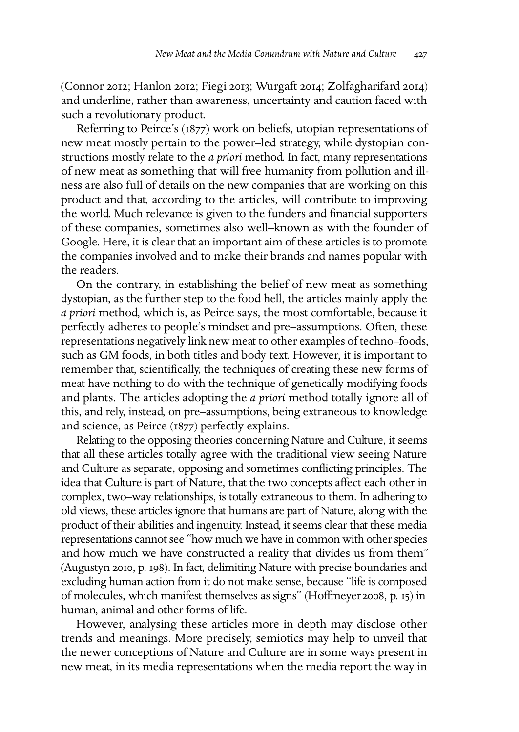(Connor 2012; Hanlon 2012; Fiegi 2013; Wurgaft 2014; Zolfagharifard 2014) and underline, rather than awareness, uncertainty and caution faced with such a revolutionary product.

Referring to Peirce's (1877) work on beliefs, utopian representations of new meat mostly pertain to the power–led strategy, while dystopian constructions mostly relate to the *a priori* method. In fact, many representations of new meat as something that will free humanity from pollution and illness are also full of details on the new companies that are working on this product and that, according to the articles, will contribute to improving the world. Much relevance is given to the funders and financial supporters of these companies, sometimes also well–known as with the founder of Google. Here, it is clear that an important aim of these articles is to promote the companies involved and to make their brands and names popular with the readers.

On the contrary, in establishing the belief of new meat as something dystopian, as the further step to the food hell, the articles mainly apply the *a priori* method, which is, as Peirce says, the most comfortable, because it perfectly adheres to people's mindset and pre–assumptions. Often, these representations negatively link new meat to other examples of techno–foods, such as GM foods, in both titles and body text. However, it is important to remember that, scientifically, the techniques of creating these new forms of meat have nothing to do with the technique of genetically modifying foods and plants. The articles adopting the *a priori* method totally ignore all of this, and rely, instead, on pre–assumptions, being extraneous to knowledge and science, as Peirce (1877) perfectly explains.

Relating to the opposing theories concerning Nature and Culture, it seems that all these articles totally agree with the traditional view seeing Nature and Culture as separate, opposing and sometimes conflicting principles. The idea that Culture is part of Nature, that the two concepts affect each other in complex, two–way relationships, is totally extraneous to them. In adhering to old views, these articles ignore that humans are part of Nature, along with the product of their abilities and ingenuity. Instead, it seems clear that these media representations cannot see "how much we have in common with other species and how much we have constructed a reality that divides us from them" (Augustyn 2010, p. 198). In fact, delimiting Nature with precise boundaries and excluding human action from it do not make sense, because "life is composed of molecules, which manifest themselves as signs" (Hoffmeyer 2008, p. 15) in human, animal and other forms of life.

However, analysing these articles more in depth may disclose other trends and meanings. More precisely, semiotics may help to unveil that the newer conceptions of Nature and Culture are in some ways present in new meat, in its media representations when the media report the way in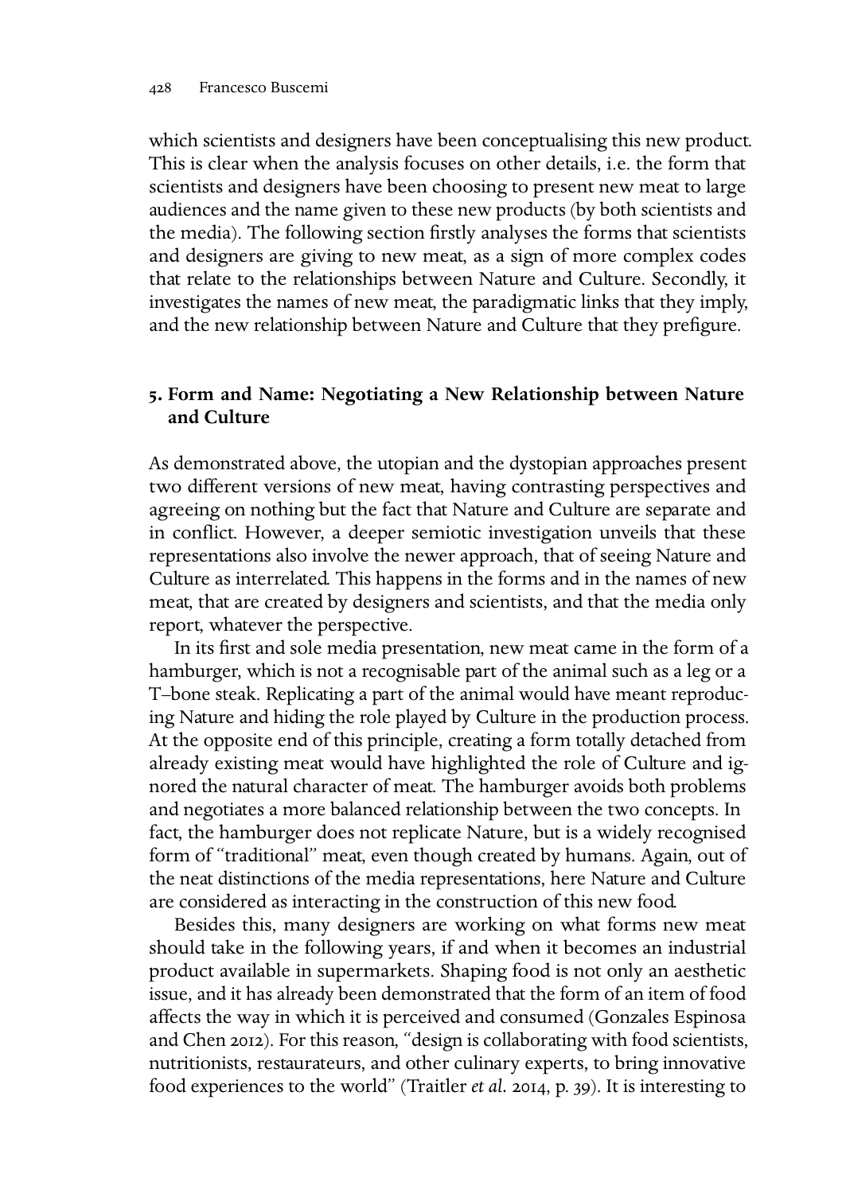which scientists and designers have been conceptualising this new product. This is clear when the analysis focuses on other details, i.e. the form that scientists and designers have been choosing to present new meat to large audiences and the name given to these new products (by both scientists and the media). The following section firstly analyses the forms that scientists and designers are giving to new meat, as a sign of more complex codes that relate to the relationships between Nature and Culture. Secondly, it investigates the names of new meat, the paradigmatic links that they imply, and the new relationship between Nature and Culture that they prefigure.

## 5. Form and Name: Negotiating a New Relationship between Nature and Culture

As demonstrated above, the utopian and the dystopian approaches present two different versions of new meat, having contrasting perspectives and agreeing on nothing but the fact that Nature and Culture are separate and in conflict. However, a deeper semiotic investigation unveils that these representations also involve the newer approach, that of seeing Nature and Culture as interrelated. This happens in the forms and in the names of new meat, that are created by designers and scientists, and that the media only report, whatever the perspective.

In its first and sole media presentation, new meat came in the form of a hamburger, which is not a recognisable part of the animal such as a leg or a T–bone steak. Replicating a part of the animal would have meant reproducing Nature and hiding the role played by Culture in the production process. At the opposite end of this principle, creating a form totally detached from already existing meat would have highlighted the role of Culture and ignored the natural character of meat. The hamburger avoids both problems and negotiates a more balanced relationship between the two concepts. In fact, the hamburger does not replicate Nature, but is a widely recognised form of "traditional" meat, even though created by humans. Again, out of the neat distinctions of the media representations, here Nature and Culture are considered as interacting in the construction of this new food.

Besides this, many designers are working on what forms new meat should take in the following years, if and when it becomes an industrial product available in supermarkets. Shaping food is not only an aesthetic issue, and it has already been demonstrated that the form of an item of food affects the way in which it is perceived and consumed (Gonzales Espinosa and Chen 2012). For this reason, "design is collaborating with food scientists, nutritionists, restaurateurs, and other culinary experts, to bring innovative food experiences to the world" (Traitler *et al.* 2014, p. 39). It is interesting to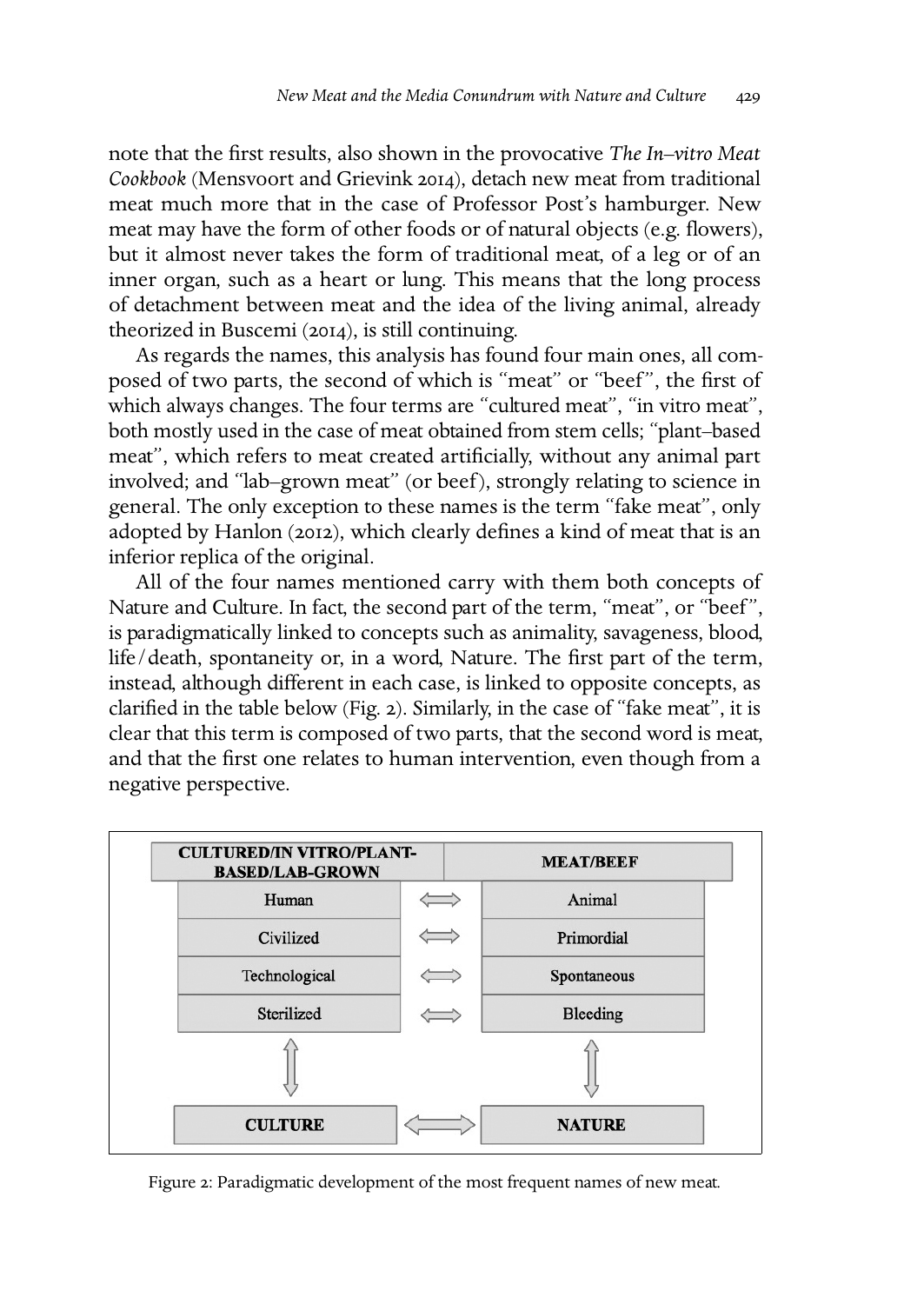note that the first results, also shown in the provocative *The In–vitro Meat Cookbook* (Mensvoort and Grievink 2014), detach new meat from traditional meat much more that in the case of Professor Post's hamburger. New meat may have the form of other foods or of natural objects (e.g. flowers), but it almost never takes the form of traditional meat, of a leg or of an inner organ, such as a heart or lung. This means that the long process of detachment between meat and the idea of the living animal, already theorized in Buscemi (2014), is still continuing.

As regards the names, this analysis has found four main ones, all composed of two parts, the second of which is "meat" or "beef", the first of which always changes. The four terms are "cultured meat", "in vitro meat", both mostly used in the case of meat obtained from stem cells; "plant–based meat", which refers to meat created artificially, without any animal part involved; and "lab–grown meat" (or beef), strongly relating to science in general. The only exception to these names is the term "fake meat", only adopted by Hanlon (2012), which clearly defines a kind of meat that is an inferior replica of the original.

All of the four names mentioned carry with them both concepts of Nature and Culture. In fact, the second part of the term, "meat", or "beef", is paradigmatically linked to concepts such as animality, savageness, blood, life/death, spontaneity or, in a word, Nature. The first part of the term, instead, although different in each case, is linked to opposite concepts, as clarified in the table below (Fig. 2). Similarly, in the case of "fake meat", it is clear that this term is composed of two parts, that the second word is meat, and that the first one relates to human intervention, even though from a negative perspective.

| CULTURED/IN VITRO/PLANT-BASED/LAB-GROWN | | MEAT/BEEF |
|---|---|---|
| Human | ⟺ | Animal |
| Civilized | ⟺ | Primordial |
| Technological | ⟺ | Spontaneous |
| Sterilized | ⟺ | Bleeding |
| ⇕ | | ⇕ |
| **CULTURE** | ⟺ | **NATURE** |

Figure 2: Paradigmatic development of the most frequent names of new meat.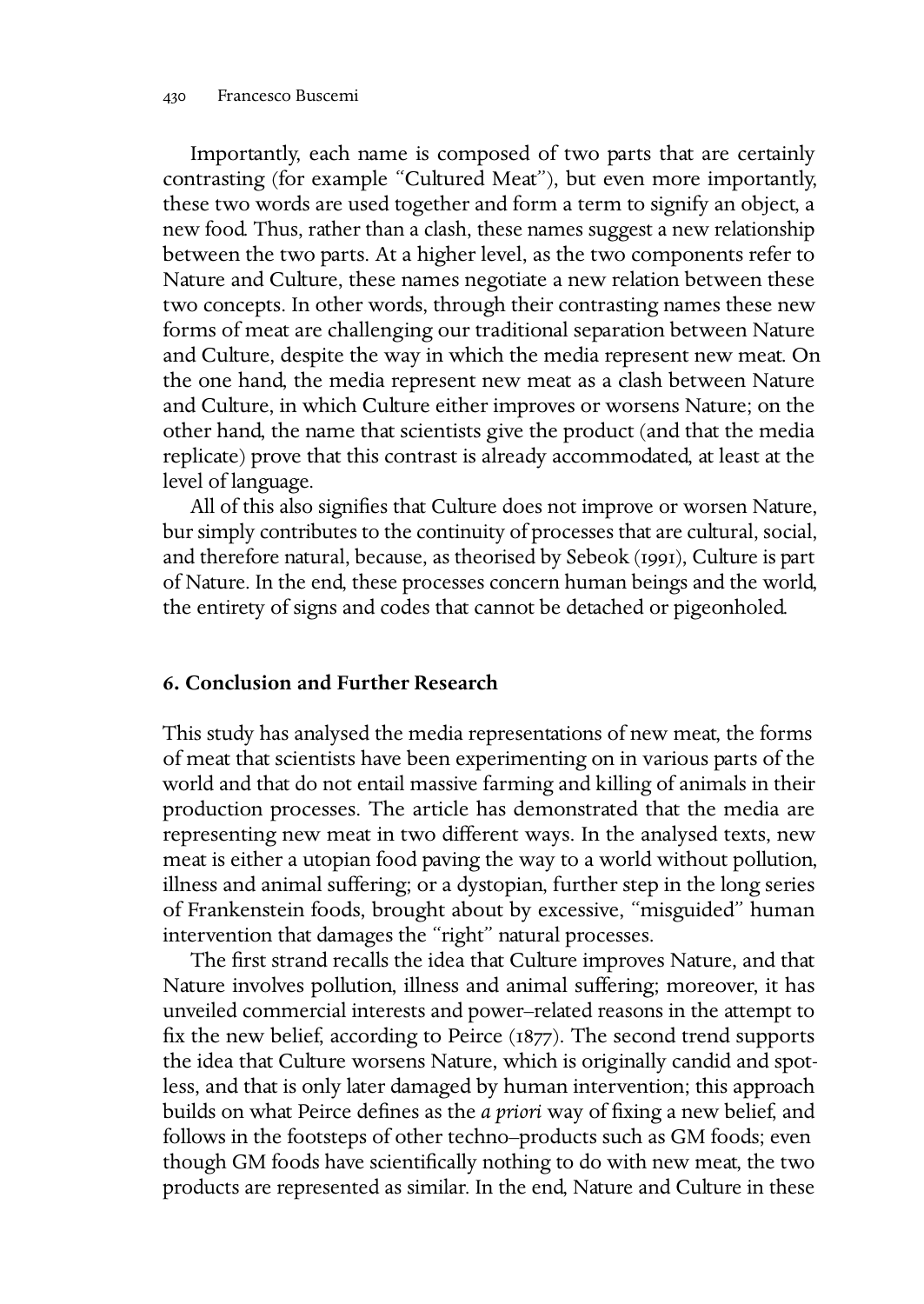Importantly, each name is composed of two parts that are certainly contrasting (for example "Cultured Meat"), but even more importantly, these two words are used together and form a term to signify an object, a new food. Thus, rather than a clash, these names suggest a new relationship between the two parts. At a higher level, as the two components refer to Nature and Culture, these names negotiate a new relation between these two concepts. In other words, through their contrasting names these new forms of meat are challenging our traditional separation between Nature and Culture, despite the way in which the media represent new meat. On the one hand, the media represent new meat as a clash between Nature and Culture, in which Culture either improves or worsens Nature; on the other hand, the name that scientists give the product (and that the media replicate) prove that this contrast is already accommodated, at least at the level of language.

All of this also signifies that Culture does not improve or worsen Nature, bur simply contributes to the continuity of processes that are cultural, social, and therefore natural, because, as theorised by Sebeok (1991), Culture is part of Nature. In the end, these processes concern human beings and the world, the entirety of signs and codes that cannot be detached or pigeonholed.

## 6. Conclusion and Further Research

This study has analysed the media representations of new meat, the forms of meat that scientists have been experimenting on in various parts of the world and that do not entail massive farming and killing of animals in their production processes. The article has demonstrated that the media are representing new meat in two different ways. In the analysed texts, new meat is either a utopian food paving the way to a world without pollution, illness and animal suffering; or a dystopian, further step in the long series of Frankenstein foods, brought about by excessive, "misguided" human intervention that damages the "right" natural processes.

The first strand recalls the idea that Culture improves Nature, and that Nature involves pollution, illness and animal suffering; moreover, it has unveiled commercial interests and power–related reasons in the attempt to fix the new belief, according to Peirce (1877). The second trend supports the idea that Culture worsens Nature, which is originally candid and spotless, and that is only later damaged by human intervention; this approach builds on what Peirce defines as the *a priori* way of fixing a new belief, and follows in the footsteps of other techno–products such as GM foods; even though GM foods have scientifically nothing to do with new meat, the two products are represented as similar. In the end, Nature and Culture in these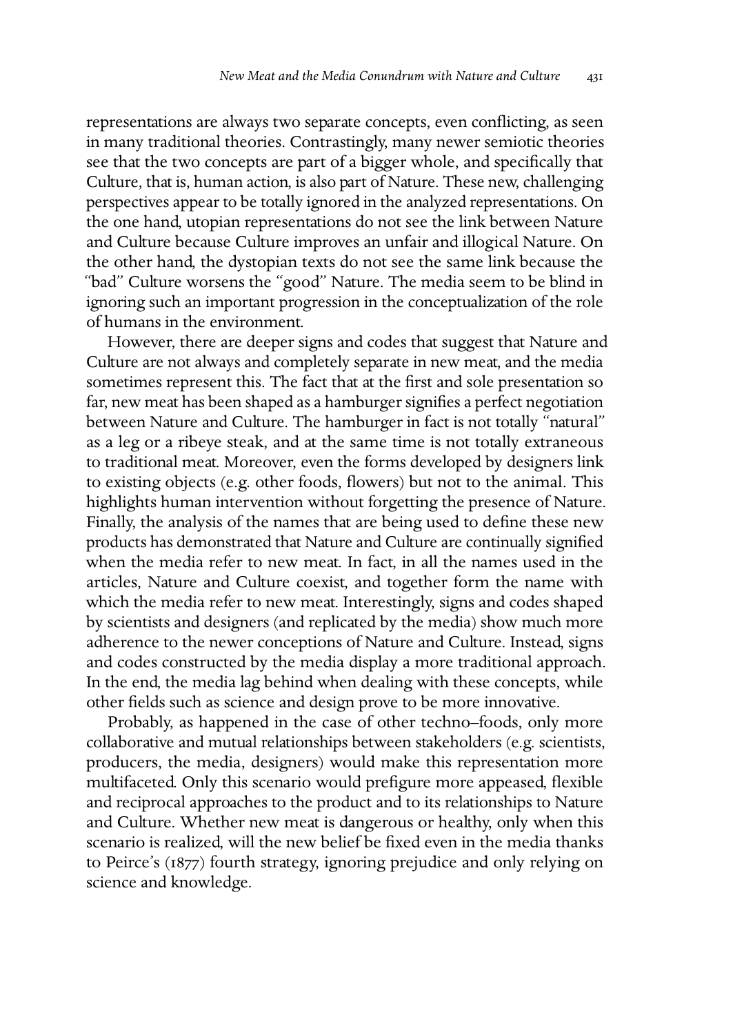representations are always two separate concepts, even conflicting, as seen in many traditional theories. Contrastingly, many newer semiotic theories see that the two concepts are part of a bigger whole, and specifically that Culture, that is, human action, is also part of Nature. These new, challenging perspectives appear to be totally ignored in the analyzed representations. On the one hand, utopian representations do not see the link between Nature and Culture because Culture improves an unfair and illogical Nature. On the other hand, the dystopian texts do not see the same link because the "bad" Culture worsens the "good" Nature. The media seem to be blind in ignoring such an important progression in the conceptualization of the role of humans in the environment.

However, there are deeper signs and codes that suggest that Nature and Culture are not always and completely separate in new meat, and the media sometimes represent this. The fact that at the first and sole presentation so far, new meat has been shaped as a hamburger signifies a perfect negotiation between Nature and Culture. The hamburger in fact is not totally "natural" as a leg or a ribeye steak, and at the same time is not totally extraneous to traditional meat. Moreover, even the forms developed by designers link to existing objects (e.g. other foods, flowers) but not to the animal. This highlights human intervention without forgetting the presence of Nature. Finally, the analysis of the names that are being used to define these new products has demonstrated that Nature and Culture are continually signified when the media refer to new meat. In fact, in all the names used in the articles, Nature and Culture coexist, and together form the name with which the media refer to new meat. Interestingly, signs and codes shaped by scientists and designers (and replicated by the media) show much more adherence to the newer conceptions of Nature and Culture. Instead, signs and codes constructed by the media display a more traditional approach. In the end, the media lag behind when dealing with these concepts, while other fields such as science and design prove to be more innovative.

Probably, as happened in the case of other techno–foods, only more collaborative and mutual relationships between stakeholders (e.g. scientists, producers, the media, designers) would make this representation more multifaceted. Only this scenario would prefigure more appeased, flexible and reciprocal approaches to the product and to its relationships to Nature and Culture. Whether new meat is dangerous or healthy, only when this scenario is realized, will the new belief be fixed even in the media thanks to Peirce's (1877) fourth strategy, ignoring prejudice and only relying on science and knowledge.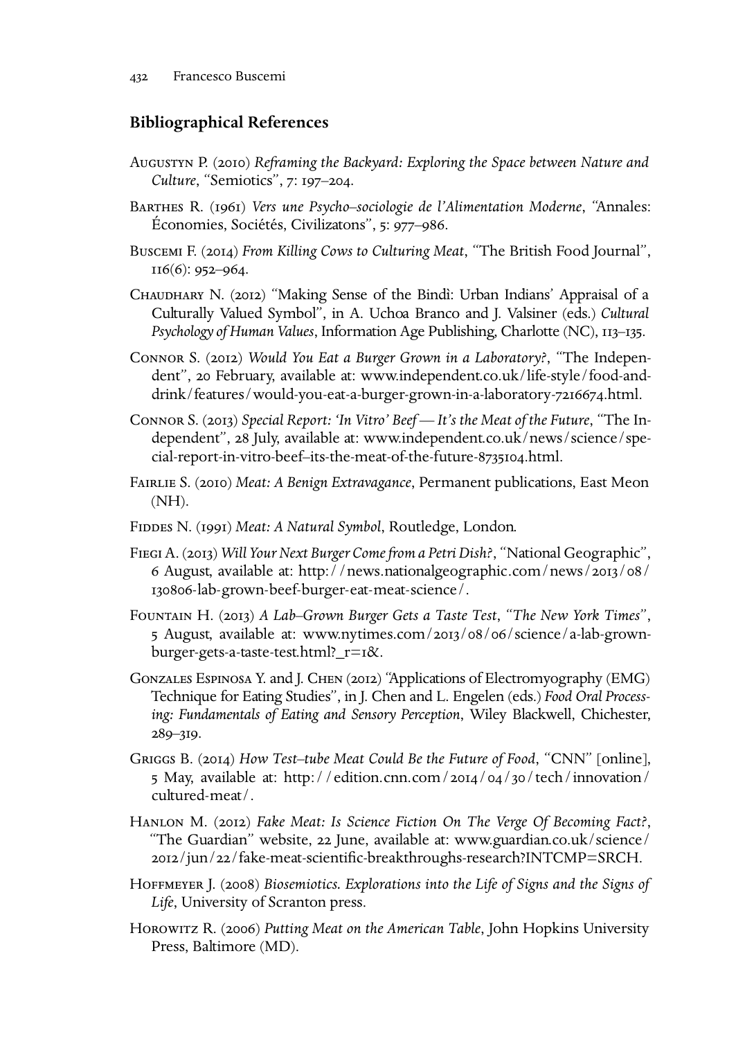## Bibliographical References

Augustyn P. (2010) *Reframing the Backyard: Exploring the Space between Nature and Culture*, "Semiotics", 7: 197–204.

Barthes R. (1961) *Vers une Psycho–sociologie de l'Alimentation Moderne*, "Annales: Économies, Sociétés, Civilizatons", 5: 977–986.

Buscemi F. (2014) *From Killing Cows to Culturing Meat*, "The British Food Journal", 116(6): 952–964.

Chaudhary N. (2012) "Making Sense of the Bindì: Urban Indians' Appraisal of a Culturally Valued Symbol", in A. Uchoa Branco and J. Valsiner (eds.) *Cultural Psychology of Human Values*, Information Age Publishing, Charlotte (NC), 113–135.

Connor S. (2012) *Would You Eat a Burger Grown in a Laboratory?*, "The Independent", 20 February, available at: www.independent.co.uk/life-style/food-and-drink/features/would-you-eat-a-burger-grown-in-a-laboratory-7216674.html.

Connor S. (2013) *Special Report: 'In Vitro' Beef — It's the Meat of the Future*, "The Independent", 28 July, available at: www.independent.co.uk/news/science/special-report-in-vitro-beef–its-the-meat-of-the-future-8735104.html.

Fairlie S. (2010) *Meat: A Benign Extravagance*, Permanent publications, East Meon (NH).

Fiddes N. (1991) *Meat: A Natural Symbol*, Routledge, London.

Fiegi A. (2013) *Will Your Next Burger Come from a Petri Dish?*, "National Geographic", 6 August, available at: http://news.nationalgeographic.com/news/2013/08/130806-lab-grown-beef-burger-eat-meat-science/.

Fountain H. (2013) *A Lab–Grown Burger Gets a Taste Test*, *"The New York Times"*, 5 August, available at: www.nytimes.com/2013/08/06/science/a-lab-grown-burger-gets-a-taste-test.html?_r=1&.

Gonzales Espinosa Y. and J. Chen (2012) "Applications of Electromyography (EMG) Technique for Eating Studies", in J. Chen and L. Engelen (eds.) *Food Oral Processing: Fundamentals of Eating and Sensory Perception*, Wiley Blackwell, Chichester, 289–319.

Griggs B. (2014) *How Test–tube Meat Could Be the Future of Food*, "CNN" [online], 5 May, available at: http://edition.cnn.com/2014/04/30/tech/innovation/cultured-meat/.

Hanlon M. (2012) *Fake Meat: Is Science Fiction On The Verge Of Becoming Fact?*, "The Guardian" website, 22 June, available at: www.guardian.co.uk/science/2012/jun/22/fake-meat-scientific-breakthroughs-research?INTCMP=SRCH.

Hoffmeyer J. (2008) *Biosemiotics. Explorations into the Life of Signs and the Signs of Life*, University of Scranton press.

Horowitz R. (2006) *Putting Meat on the American Table*, John Hopkins University Press, Baltimore (MD).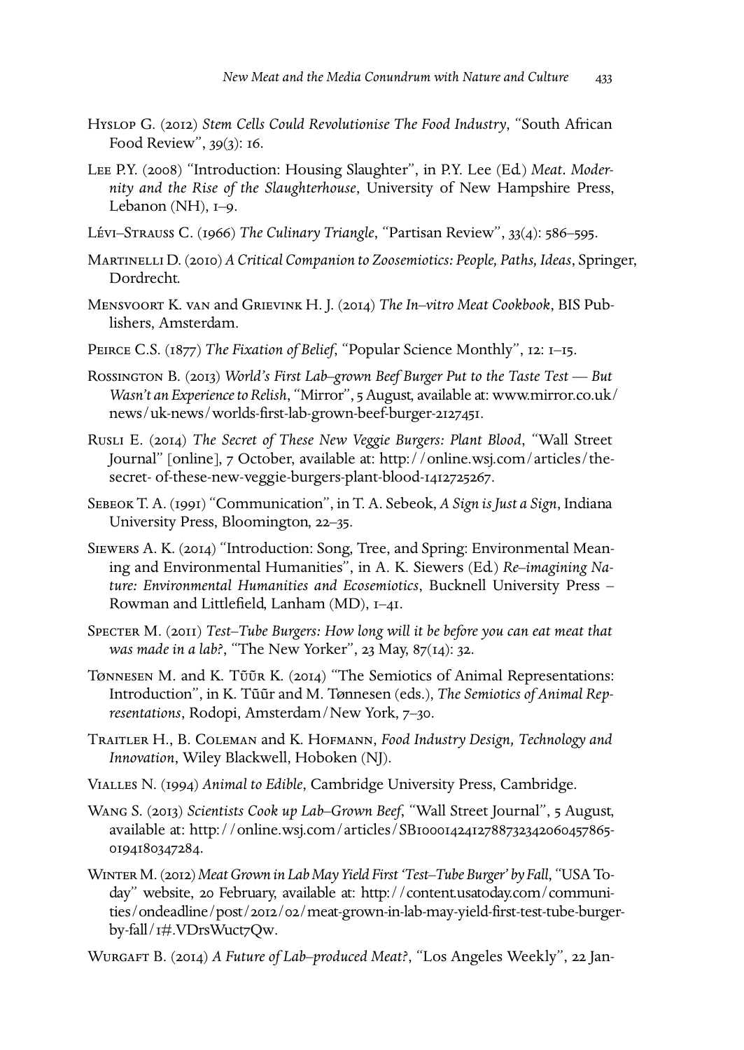Hyslop G. (2012) *Stem Cells Could Revolutionise The Food Industry*, "South African Food Review", 39(3): 16.

Lee P.Y. (2008) "Introduction: Housing Slaughter", in P.Y. Lee (Ed.) *Meat. Modernity and the Rise of the Slaughterhouse*, University of New Hampshire Press, Lebanon (NH), 1–9.

Lévi–Strauss C. (1966) *The Culinary Triangle*, "Partisan Review", 33(4): 586–595.

Martinelli D. (2010) *A Critical Companion to Zoosemiotics: People, Paths, Ideas*, Springer, Dordrecht.

Mensvoort K. van and Grievink H. J. (2014) *The In–vitro Meat Cookbook*, BIS Publishers, Amsterdam.

Peirce C.S. (1877) *The Fixation of Belief*, "Popular Science Monthly", 12: 1–15.

Rossington B. (2013) *World's First Lab–grown Beef Burger Put to the Taste Test — But Wasn't an Experience to Relish*, "Mirror", 5 August, available at: www.mirror.co.uk/news/uk-news/worlds-first-lab-grown-beef-burger-2127451.

Rusli E. (2014) *The Secret of These New Veggie Burgers: Plant Blood*, "Wall Street Journal" [online], 7 October, available at: http://online.wsj.com/articles/the-secret- of-these-new-veggie-burgers-plant-blood-1412725267.

Sebeok T. A. (1991) "Communication", in T. A. Sebeok, *A Sign is Just a Sign*, Indiana University Press, Bloomington, 22–35.

Siewers A. K. (2014) "Introduction: Song, Tree, and Spring: Environmental Meaning and Environmental Humanities", in A. K. Siewers (Ed.) *Re–imagining Nature: Environmental Humanities and Ecosemiotics*, Bucknell University Press – Rowman and Littlefield, Lanham (MD), 1–41.

Specter M. (2011) *Test–Tube Burgers: How long will it be before you can eat meat that was made in a lab?*, "The New Yorker", 23 May, 87(14): 32.

Tønnesen M. and K. Tüür K. (2014) "The Semiotics of Animal Representations: Introduction", in K. Tüür and M. Tønnesen (eds.), *The Semiotics of Animal Representations*, Rodopi, Amsterdam/New York, 7–30.

Traitler H., B. Coleman and K. Hofmann, *Food Industry Design, Technology and Innovation*, Wiley Blackwell, Hoboken (NJ).

Vialles N. (1994) *Animal to Edible*, Cambridge University Press, Cambridge.

Wang S. (2013) *Scientists Cook up Lab–Grown Beef*, "Wall Street Journal", 5 August, available at: http://online.wsj.com/articles/SB10001424127887323420604578650194180347284.

Winter M. (2012) *Meat Grown in Lab May Yield First 'Test–Tube Burger' by Fall*, "USA Today" website, 20 February, available at: http://content.usatoday.com/communities/ondeadline/post/2012/02/meat-grown-in-lab-may-yield-first-test-tube-burger-by-fall/1#.VDrsWuct7Qw.

Wurgaft B. (2014) *A Future of Lab–produced Meat?*, "Los Angeles Weekly", 22 Jan-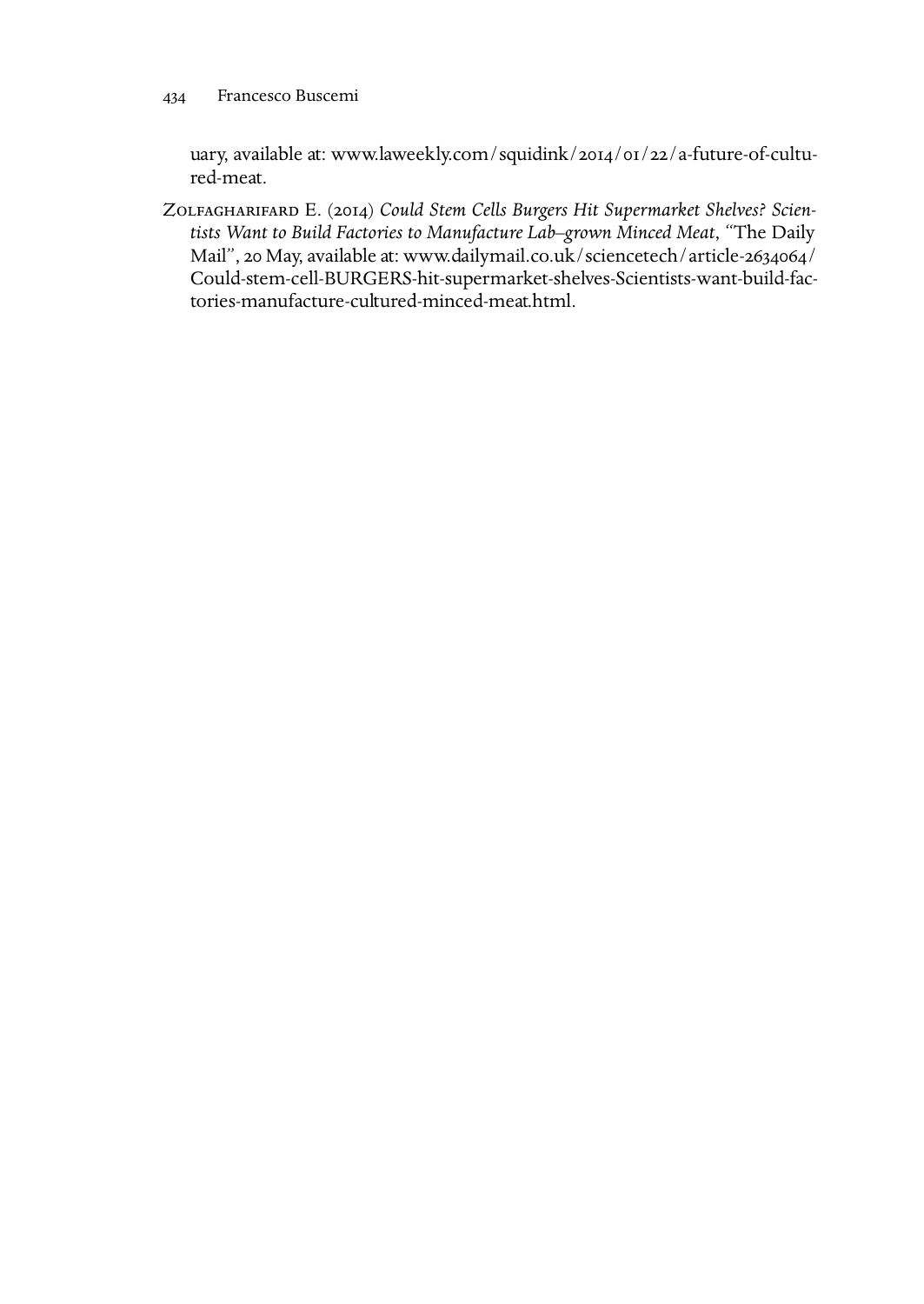uary, available at: www.laweekly.com/squidink/2014/01/22/a-future-of-cultured-meat.

Zolfagharifard E. (2014) *Could Stem Cells Burgers Hit Supermarket Shelves? Scientists Want to Build Factories to Manufacture Lab–grown Minced Meat*, "The Daily Mail", 20 May, available at: www.dailymail.co.uk/sciencetech/article-2634064/Could-stem-cell-BURGERS-hit-supermarket-shelves-Scientists-want-build-factories-manufacture-cultured-minced-meat.html.